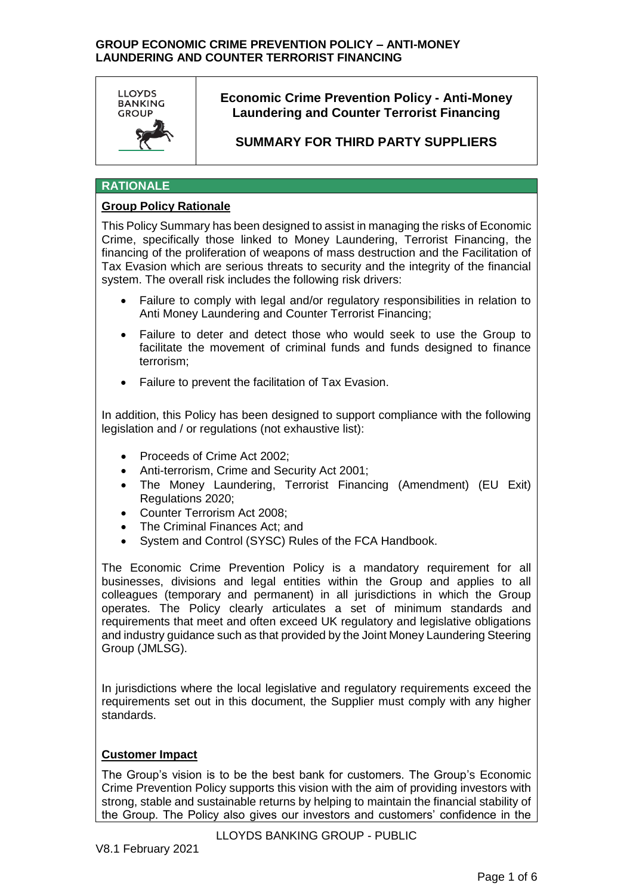**LLOYDS BANKING GROUP**

# Economic Crime Prevention Policy - Anti-Money Laundering and Counter Terrorist Financing

## SUMMARY FOR THIRD PARTY SUPPLIERS

## RATIONALE

### Group Policy Rationale

This Policy Summary has been designed to assist in managing the risks of Economic Crime, specifically those linked to Money Laundering, Terrorist Financing, the financing of the proliferation of weapons of mass destruction and the Facilitation of Tax Evasion which are serious threats to security and the integrity of the financial system. The overall risk includes the following risk drivers:

- Failure to comply with legal and/or regulatory responsibilities in relation to Anti Money Laundering and Counter Terrorist Financing;
- Failure to deter and detect those who would seek to use the Group to facilitate the movement of criminal funds and funds designed to finance terrorism;
- Failure to prevent the facilitation of Tax Evasion.

In addition, this Policy has been designed to support compliance with the following legislation and / or regulations (not exhaustive list):

- Proceeds of Crime Act 2002;
- Anti-terrorism, Crime and Security Act 2001;
- The Money Laundering, Terrorist Financing (Amendment) (EU Exit) Regulations 2020;
- Counter Terrorism Act 2008;
- The Criminal Finances Act; and
- System and Control (SYSC) Rules of the FCA Handbook.

The Economic Crime Prevention Policy is a mandatory requirement for all businesses, divisions and legal entities within the Group and applies to all colleagues (temporary and permanent) in all jurisdictions in which the Group operates. The Policy clearly articulates a set of minimum standards and requirements that meet and often exceed UK regulatory and legislative obligations and industry guidance such as that provided by the Joint Money Laundering Steering Group (JMLSG).

In jurisdictions where the local legislative and regulatory requirements exceed the requirements set out in this document, the Supplier must comply with any higher standards.

### Customer Impact

The Group's vision is to be the best bank for customers. The Group's Economic Crime Prevention Policy supports this vision with the aim of providing investors with strong, stable and sustainable returns by helping to maintain the financial stability of the Group. The Policy also gives our investors and customers' confidence in the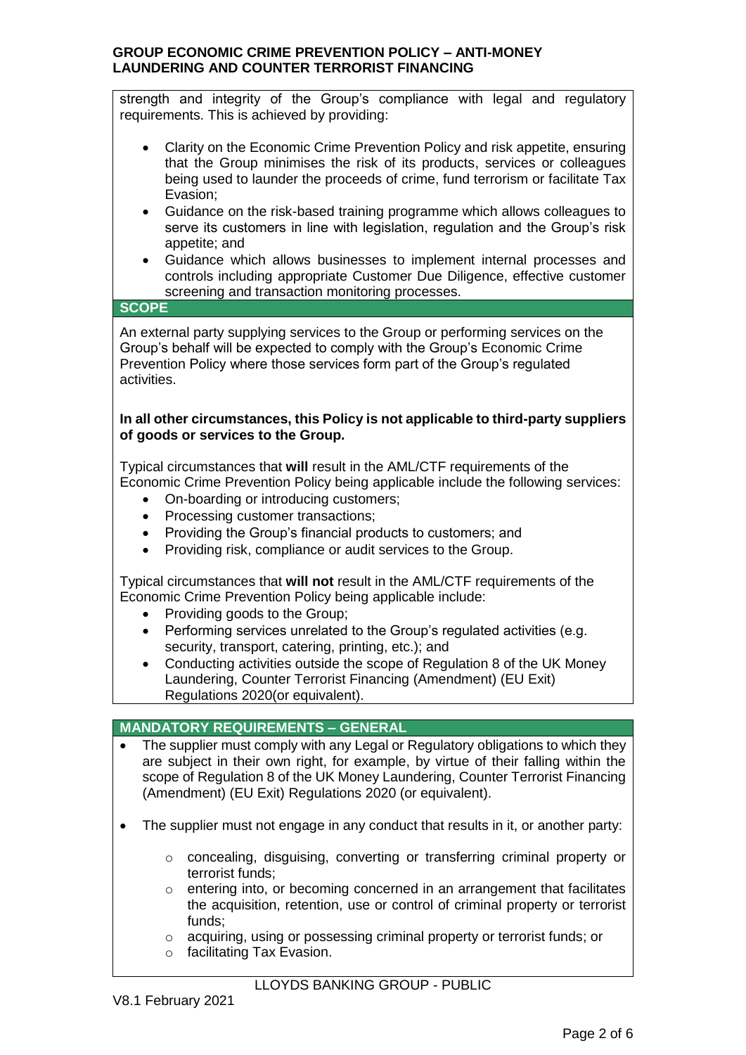strength and integrity of the Group's compliance with legal and regulatory requirements. This is achieved by providing:

- Clarity on the Economic Crime Prevention Policy and risk appetite, ensuring that the Group minimises the risk of its products, services or colleagues being used to launder the proceeds of crime, fund terrorism or facilitate Tax Evasion;
- Guidance on the risk-based training programme which allows colleagues to serve its customers in line with legislation, regulation and the Group's risk appetite; and
- Guidance which allows businesses to implement internal processes and controls including appropriate Customer Due Diligence, effective customer screening and transaction monitoring processes.

## SCOPE

An external party supplying services to the Group or performing services on the Group's behalf will be expected to comply with the Group's Economic Crime Prevention Policy where those services form part of the Group's regulated activities.

**In all other circumstances, this Policy is not applicable to third-party suppliers of goods or services to the Group.**

Typical circumstances that **will** result in the AML/CTF requirements of the Economic Crime Prevention Policy being applicable include the following services:

- On-boarding or introducing customers;
- Processing customer transactions;
- Providing the Group's financial products to customers; and
- Providing risk, compliance or audit services to the Group.

Typical circumstances that **will not** result in the AML/CTF requirements of the Economic Crime Prevention Policy being applicable include:

- Providing goods to the Group;
- Performing services unrelated to the Group's regulated activities (e.g. security, transport, catering, printing, etc.); and
- Conducting activities outside the scope of Regulation 8 of the UK Money Laundering, Counter Terrorist Financing (Amendment) (EU Exit) Regulations 2020(or equivalent).

## MANDATORY REQUIREMENTS – GENERAL

- The supplier must comply with any Legal or Regulatory obligations to which they are subject in their own right, for example, by virtue of their falling within the scope of Regulation 8 of the UK Money Laundering, Counter Terrorist Financing (Amendment) (EU Exit) Regulations 2020 (or equivalent).
- The supplier must not engage in any conduct that results in it, or another party:
  - concealing, disguising, converting or transferring criminal property or terrorist funds;
  - entering into, or becoming concerned in an arrangement that facilitates the acquisition, retention, use or control of criminal property or terrorist funds;
  - acquiring, using or possessing criminal property or terrorist funds; or
  - facilitating Tax Evasion.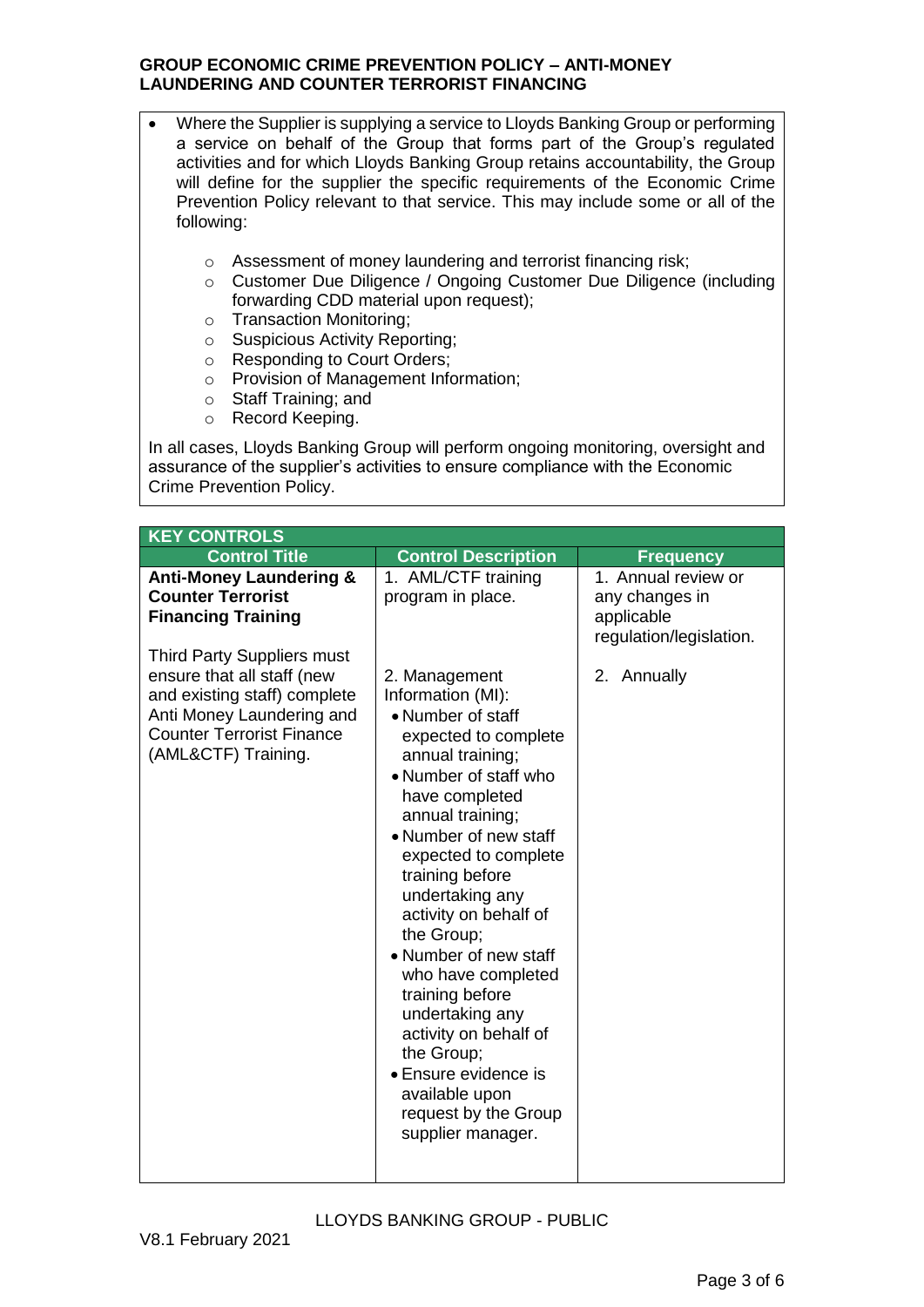- Where the Supplier is supplying a service to Lloyds Banking Group or performing a service on behalf of the Group that forms part of the Group's regulated activities and for which Lloyds Banking Group retains accountability, the Group will define for the supplier the specific requirements of the Economic Crime Prevention Policy relevant to that service. This may include some or all of the following:

    - Assessment of money laundering and terrorist financing risk;
    - Customer Due Diligence / Ongoing Customer Due Diligence (including forwarding CDD material upon request);
    - Transaction Monitoring;
    - Suspicious Activity Reporting;
    - Responding to Court Orders;
    - Provision of Management Information;
    - Staff Training; and
    - Record Keeping.

In all cases, Lloyds Banking Group will perform ongoing monitoring, oversight and assurance of the supplier's activities to ensure compliance with the Economic Crime Prevention Policy.

| KEY CONTROLS | | |
|---|---|---|
| **Control Title** | **Control Description** | **Frequency** |
| **Anti-Money Laundering & Counter Terrorist Financing Training**<br><br>Third Party Suppliers must ensure that all staff (new and existing staff) complete Anti Money Laundering and Counter Terrorist Finance (AML&CTF) Training. | 1. AML/CTF training program in place.<br><br>2. Management Information (MI):<br>• Number of staff expected to complete annual training;<br>• Number of staff who have completed annual training;<br>• Number of new staff expected to complete training before undertaking any activity on behalf of the Group;<br>• Number of new staff who have completed training before undertaking any activity on behalf of the Group;<br>• Ensure evidence is available upon request by the Group supplier manager. | 1. Annual review or any changes in applicable regulation/legislation.<br><br>2. Annually |

LLOYDS BANKING GROUP - PUBLIC

V8.1 February 2021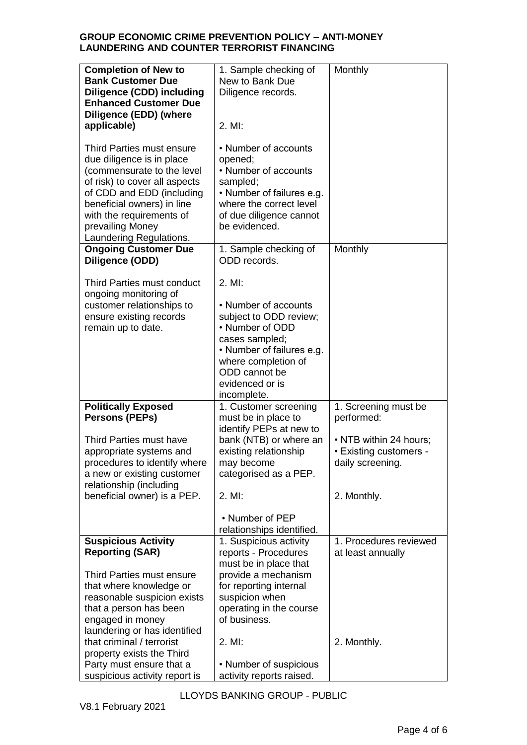| | | |
|---|---|---|
| **Completion of New to Bank Customer Due Diligence (CDD) including Enhanced Customer Due Diligence (EDD) (where applicable)**<br><br>Third Parties must ensure due diligence is in place (commensurate to the level of risk) to cover all aspects of CDD and EDD (including beneficial owners) in line with the requirements of prevailing Money Laundering Regulations. | 1. Sample checking of New to Bank Due Diligence records.<br><br>2. MI:<br><br>• Number of accounts opened;<br>• Number of accounts sampled;<br>• Number of failures e.g. where the correct level of due diligence cannot be evidenced. | Monthly |
| **Ongoing Customer Due Diligence (ODD)**<br><br>Third Parties must conduct ongoing monitoring of customer relationships to ensure existing records remain up to date. | 1. Sample checking of ODD records.<br><br>2. MI:<br><br>• Number of accounts subject to ODD review;<br>• Number of ODD cases sampled;<br>• Number of failures e.g. where completion of ODD cannot be evidenced or is incomplete. | Monthly |
| **Politically Exposed Persons (PEPs)**<br><br>Third Parties must have appropriate systems and procedures to identify where a new or existing customer relationship (including beneficial owner) is a PEP. | 1. Customer screening must be in place to identify PEPs at new to bank (NTB) or where an existing relationship may become categorised as a PEP.<br><br>2. MI:<br><br>• Number of PEP relationships identified. | 1. Screening must be performed:<br><br>• NTB within 24 hours;<br>• Existing customers - daily screening.<br><br>2. Monthly. |
| **Suspicious Activity Reporting (SAR)**<br><br>Third Parties must ensure that where knowledge or reasonable suspicion exists that a person has been engaged in money laundering or has identified that criminal / terrorist property exists the Third Party must ensure that a suspicious activity report is | 1. Suspicious activity reports - Procedures must be in place that provide a mechanism for reporting internal suspicion when operating in the course of business.<br><br>2. MI:<br><br>• Number of suspicious activity reports raised. | 1. Procedures reviewed at least annually<br><br>2. Monthly. |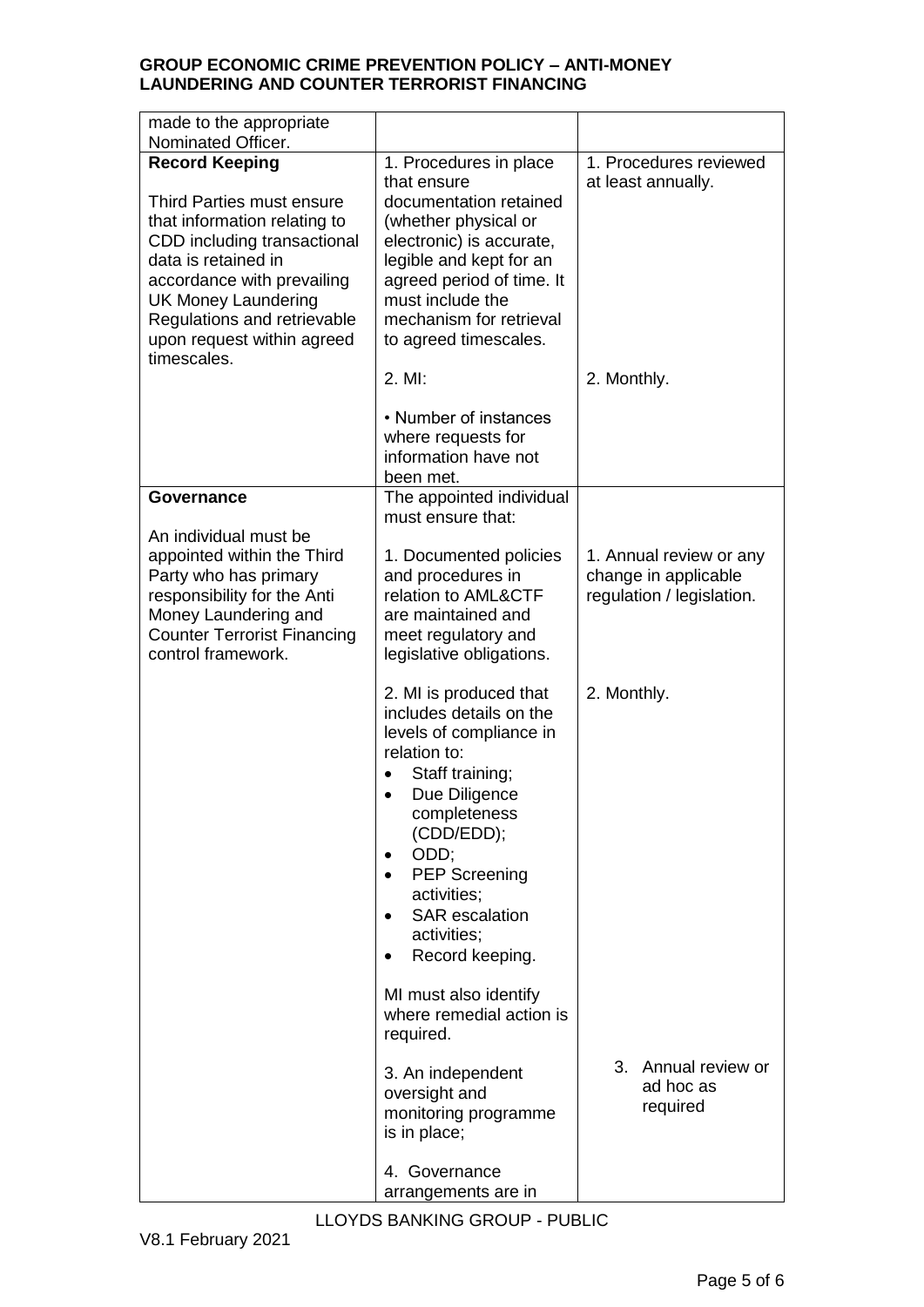| | | |
|---|---|---|
| made to the appropriate Nominated Officer. | | |
| **Record Keeping**<br><br>Third Parties must ensure that information relating to CDD including transactional data is retained in accordance with prevailing UK Money Laundering Regulations and retrievable upon request within agreed timescales. | 1. Procedures in place that ensure documentation retained (whether physical or electronic) is accurate, legible and kept for an agreed period of time. It must include the mechanism for retrieval to agreed timescales.<br><br>2. MI:<br><br>• Number of instances where requests for information have not been met. | 1. Procedures reviewed at least annually.<br><br>2. Monthly. |
| **Governance**<br><br>An individual must be appointed within the Third Party who has primary responsibility for the Anti Money Laundering and Counter Terrorist Financing control framework. | The appointed individual must ensure that:<br><br>1. Documented policies and procedures in relation to AML&CTF are maintained and meet regulatory and legislative obligations.<br><br>2. MI is produced that includes details on the levels of compliance in relation to:<br>• Staff training;<br>• Due Diligence completeness (CDD/EDD);<br>• ODD;<br>• PEP Screening activities;<br>• SAR escalation activities;<br>• Record keeping.<br><br>MI must also identify where remedial action is required.<br><br>3. An independent oversight and monitoring programme is in place;<br><br>4. Governance arrangements are in | 1. Annual review or any change in applicable regulation / legislation.<br><br>2. Monthly.<br><br>3. Annual review or ad hoc as required |

LLOYDS BANKING GROUP - PUBLIC

V8.1 February 2021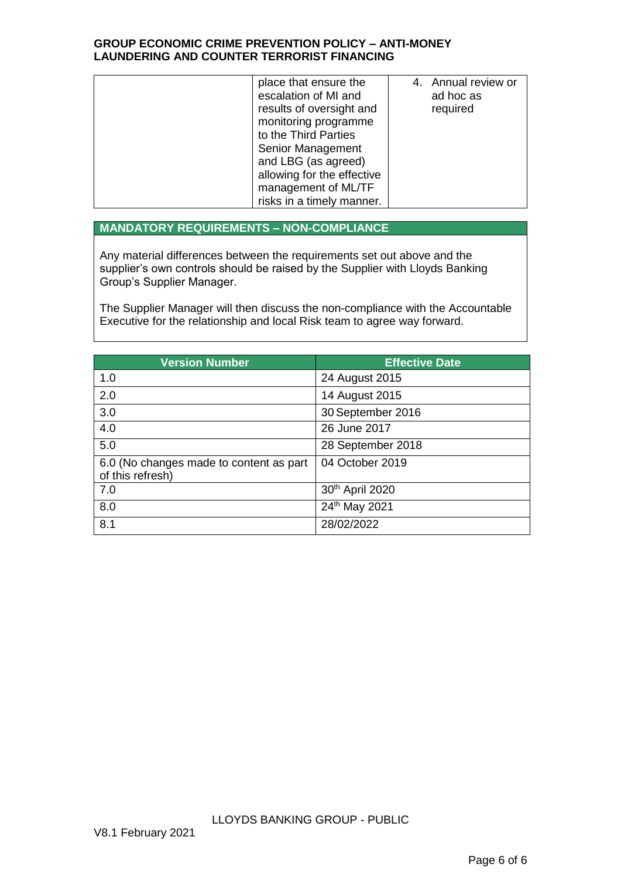| | | |
|---|---|---|
| | place that ensure the escalation of MI and results of oversight and monitoring programme to the Third Parties Senior Management and LBG (as agreed) allowing for the effective management of ML/TF risks in a timely manner. | 4. Annual review or ad hoc as required |

## MANDATORY REQUIREMENTS – NON-COMPLIANCE

Any material differences between the requirements set out above and the supplier's own controls should be raised by the Supplier with Lloyds Banking Group's Supplier Manager.

The Supplier Manager will then discuss the non-compliance with the Accountable Executive for the relationship and local Risk team to agree way forward.

| Version Number | Effective Date |
|---|---|
| 1.0 | 24 August 2015 |
| 2.0 | 14 August 2015 |
| 3.0 | 30 September 2016 |
| 4.0 | 26 June 2017 |
| 5.0 | 28 September 2018 |
| 6.0 (No changes made to content as part of this refresh) | 04 October 2019 |
| 7.0 | 30th April 2020 |
| 8.0 | 24th May 2021 |
| 8.1 | 28/02/2022 |

LLOYDS BANKING GROUP - PUBLIC

V8.1 February 2021